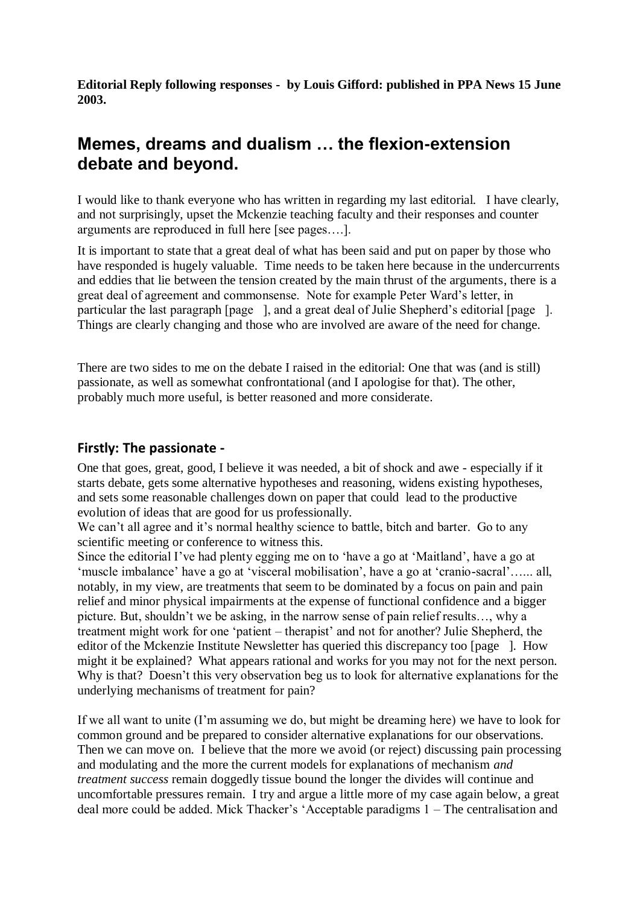**Editorial Reply following responses - by Louis Gifford: published in PPA News 15 June 2003.**

# Memes, dreams and dualism … the flexion-extension debate and beyond.

I would like to thank everyone who has written in regarding my last editorial. I have clearly, and not surprisingly, upset the Mckenzie teaching faculty and their responses and counter arguments are reproduced in full here [see pages….].

It is important to state that a great deal of what has been said and put on paper by those who have responded is hugely valuable. Time needs to be taken here because in the undercurrents and eddies that lie between the tension created by the main thrust of the arguments, there is a great deal of agreement and commonsense. Note for example Peter Ward's letter, in particular the last paragraph [page ], and a great deal of Julie Shepherd's editorial [page ]. Things are clearly changing and those who are involved are aware of the need for change.

There are two sides to me on the debate I raised in the editorial: One that was (and is still) passionate, as well as somewhat confrontational (and I apologise for that). The other, probably much more useful, is better reasoned and more considerate.

## Firstly: The passionate -

One that goes, great, good, I believe it was needed, a bit of shock and awe - especially if it starts debate, gets some alternative hypotheses and reasoning, widens existing hypotheses, and sets some reasonable challenges down on paper that could lead to the productive evolution of ideas that are good for us professionally.

We can't all agree and it's normal healthy science to battle, bitch and barter. Go to any scientific meeting or conference to witness this.

Since the editorial I've had plenty egging me on to 'have a go at 'Maitland', have a go at 'muscle imbalance' have a go at 'visceral mobilisation', have a go at 'cranio-sacral'…... all, notably, in my view, are treatments that seem to be dominated by a focus on pain and pain relief and minor physical impairments at the expense of functional confidence and a bigger picture. But, shouldn't we be asking, in the narrow sense of pain relief results…, why a treatment might work for one 'patient – therapist' and not for another? Julie Shepherd, the editor of the Mckenzie Institute Newsletter has queried this discrepancy too [page ]. How might it be explained? What appears rational and works for you may not for the next person. Why is that? Doesn't this very observation beg us to look for alternative explanations for the underlying mechanisms of treatment for pain?

If we all want to unite (I'm assuming we do, but might be dreaming here) we have to look for common ground and be prepared to consider alternative explanations for our observations. Then we can move on. I believe that the more we avoid (or reject) discussing pain processing and modulating and the more the current models for explanations of mechanism *and treatment success* remain doggedly tissue bound the longer the divides will continue and uncomfortable pressures remain. I try and argue a little more of my case again below, a great deal more could be added. Mick Thacker's 'Acceptable paradigms 1 – The centralisation and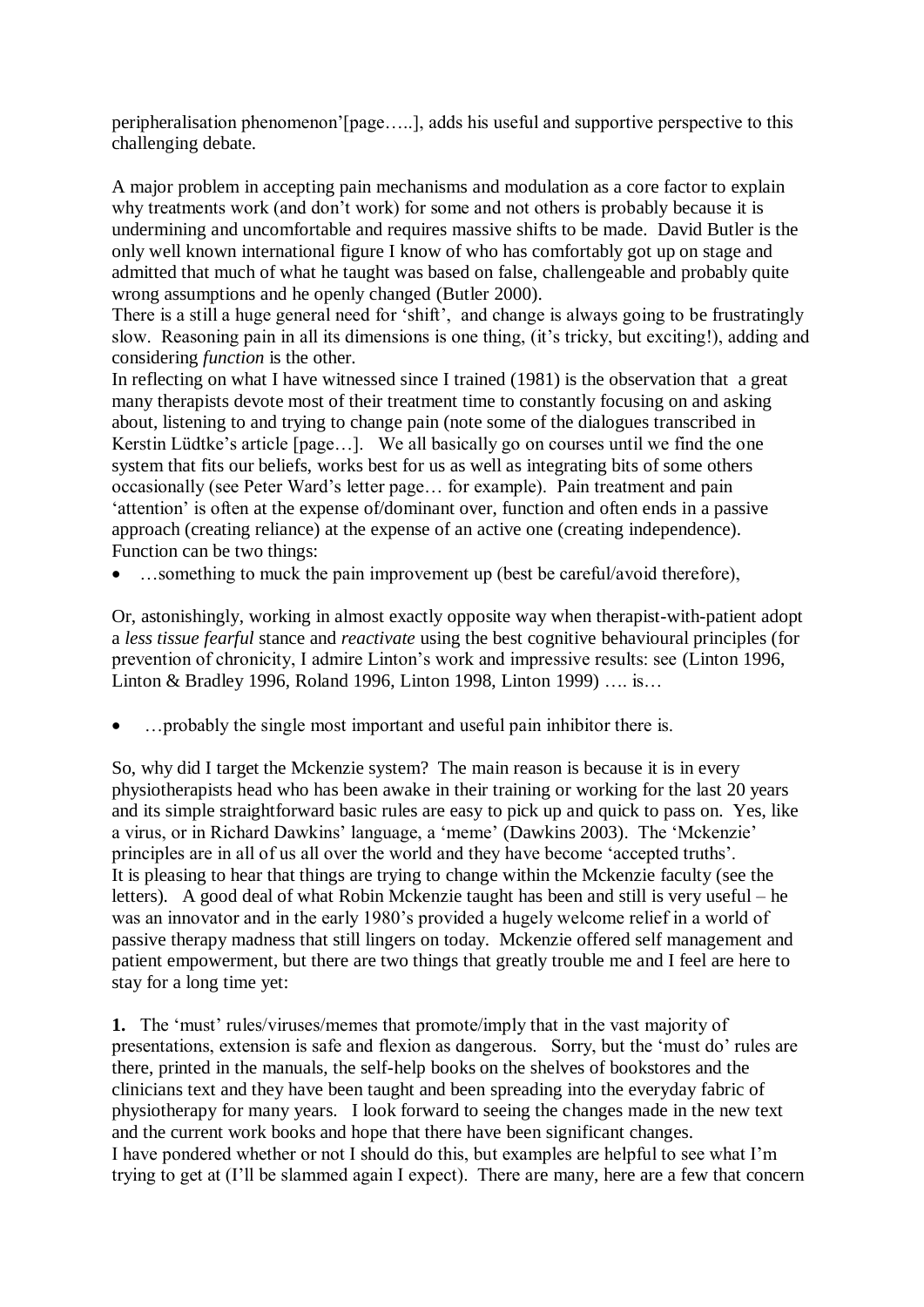peripheralisation phenomenon'[page…..], adds his useful and supportive perspective to this challenging debate.

A major problem in accepting pain mechanisms and modulation as a core factor to explain why treatments work (and don't work) for some and not others is probably because it is undermining and uncomfortable and requires massive shifts to be made. David Butler is the only well known international figure I know of who has comfortably got up on stage and admitted that much of what he taught was based on false, challengeable and probably quite wrong assumptions and he openly changed (Butler 2000).

There is a still a huge general need for 'shift', and change is always going to be frustratingly slow. Reasoning pain in all its dimensions is one thing, (it's tricky, but exciting!), adding and considering *function* is the other.

In reflecting on what I have witnessed since I trained (1981) is the observation that a great many therapists devote most of their treatment time to constantly focusing on and asking about, listening to and trying to change pain (note some of the dialogues transcribed in Kerstin Lüdtke's article [page…]. We all basically go on courses until we find the one system that fits our beliefs, works best for us as well as integrating bits of some others occasionally (see Peter Ward's letter page… for example). Pain treatment and pain 'attention' is often at the expense of/dominant over, function and often ends in a passive approach (creating reliance) at the expense of an active one (creating independence). Function can be two things:

- …something to muck the pain improvement up (best be careful/avoid therefore),

Or, astonishingly, working in almost exactly opposite way when therapist-with-patient adopt a *less tissue fearful* stance and *reactivate* using the best cognitive behavioural principles (for prevention of chronicity, I admire Linton's work and impressive results: see (Linton 1996, Linton & Bradley 1996, Roland 1996, Linton 1998, Linton 1999) …. is…

- …probably the single most important and useful pain inhibitor there is.

So, why did I target the Mckenzie system? The main reason is because it is in every physiotherapists head who has been awake in their training or working for the last 20 years and its simple straightforward basic rules are easy to pick up and quick to pass on. Yes, like a virus, or in Richard Dawkins' language, a 'meme' (Dawkins 2003). The 'Mckenzie' principles are in all of us all over the world and they have become 'accepted truths'.

It is pleasing to hear that things are trying to change within the Mckenzie faculty (see the letters). A good deal of what Robin Mckenzie taught has been and still is very useful – he was an innovator and in the early 1980's provided a hugely welcome relief in a world of passive therapy madness that still lingers on today. Mckenzie offered self management and patient empowerment, but there are two things that greatly trouble me and I feel are here to stay for a long time yet:

**1.** The 'must' rules/viruses/memes that promote/imply that in the vast majority of presentations, extension is safe and flexion as dangerous. Sorry, but the 'must do' rules are there, printed in the manuals, the self-help books on the shelves of bookstores and the clinicians text and they have been taught and been spreading into the everyday fabric of physiotherapy for many years. I look forward to seeing the changes made in the new text and the current work books and hope that there have been significant changes.

I have pondered whether or not I should do this, but examples are helpful to see what I'm trying to get at (I'll be slammed again I expect). There are many, here are a few that concern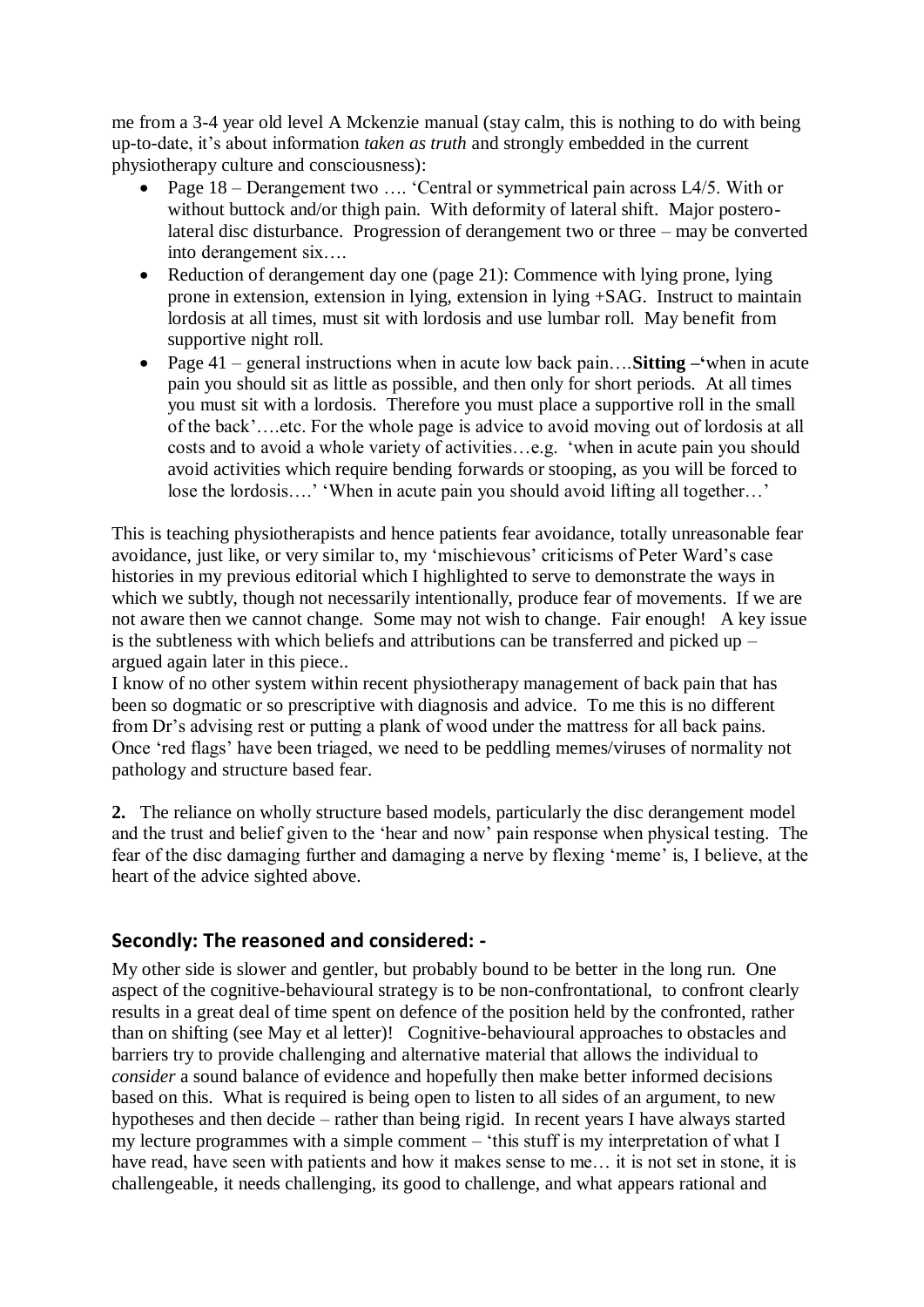me from a 3-4 year old level A Mckenzie manual (stay calm, this is nothing to do with being up-to-date, it's about information *taken as truth* and strongly embedded in the current physiotherapy culture and consciousness):

- Page 18 – Derangement two …. 'Central or symmetrical pain across L4/5. With or without buttock and/or thigh pain. With deformity of lateral shift. Major postero-lateral disc disturbance. Progression of derangement two or three – may be converted into derangement six….
- Reduction of derangement day one (page 21): Commence with lying prone, lying prone in extension, extension in lying, extension in lying +SAG. Instruct to maintain lordosis at all times, must sit with lordosis and use lumbar roll. May benefit from supportive night roll.
- Page 41 – general instructions when in acute low back pain….**Sitting –'**when in acute pain you should sit as little as possible, and then only for short periods. At all times you must sit with a lordosis. Therefore you must place a supportive roll in the small of the back'….etc. For the whole page is advice to avoid moving out of lordosis at all costs and to avoid a whole variety of activities…e.g. 'when in acute pain you should avoid activities which require bending forwards or stooping, as you will be forced to lose the lordosis….' 'When in acute pain you should avoid lifting all together…'

This is teaching physiotherapists and hence patients fear avoidance, totally unreasonable fear avoidance, just like, or very similar to, my 'mischievous' criticisms of Peter Ward's case histories in my previous editorial which I highlighted to serve to demonstrate the ways in which we subtly, though not necessarily intentionally, produce fear of movements. If we are not aware then we cannot change. Some may not wish to change. Fair enough! A key issue is the subtleness with which beliefs and attributions can be transferred and picked up – argued again later in this piece..

I know of no other system within recent physiotherapy management of back pain that has been so dogmatic or so prescriptive with diagnosis and advice. To me this is no different from Dr's advising rest or putting a plank of wood under the mattress for all back pains. Once 'red flags' have been triaged, we need to be peddling memes/viruses of normality not pathology and structure based fear.

**2.** The reliance on wholly structure based models, particularly the disc derangement model and the trust and belief given to the 'hear and now' pain response when physical testing. The fear of the disc damaging further and damaging a nerve by flexing 'meme' is, I believe, at the heart of the advice sighted above.

## Secondly: The reasoned and considered: -

My other side is slower and gentler, but probably bound to be better in the long run. One aspect of the cognitive-behavioural strategy is to be non-confrontational, to confront clearly results in a great deal of time spent on defence of the position held by the confronted, rather than on shifting (see May et al letter)! Cognitive-behavioural approaches to obstacles and barriers try to provide challenging and alternative material that allows the individual to *consider* a sound balance of evidence and hopefully then make better informed decisions based on this. What is required is being open to listen to all sides of an argument, to new hypotheses and then decide – rather than being rigid. In recent years I have always started my lecture programmes with a simple comment – 'this stuff is my interpretation of what I have read, have seen with patients and how it makes sense to me… it is not set in stone, it is challengeable, it needs challenging, its good to challenge, and what appears rational and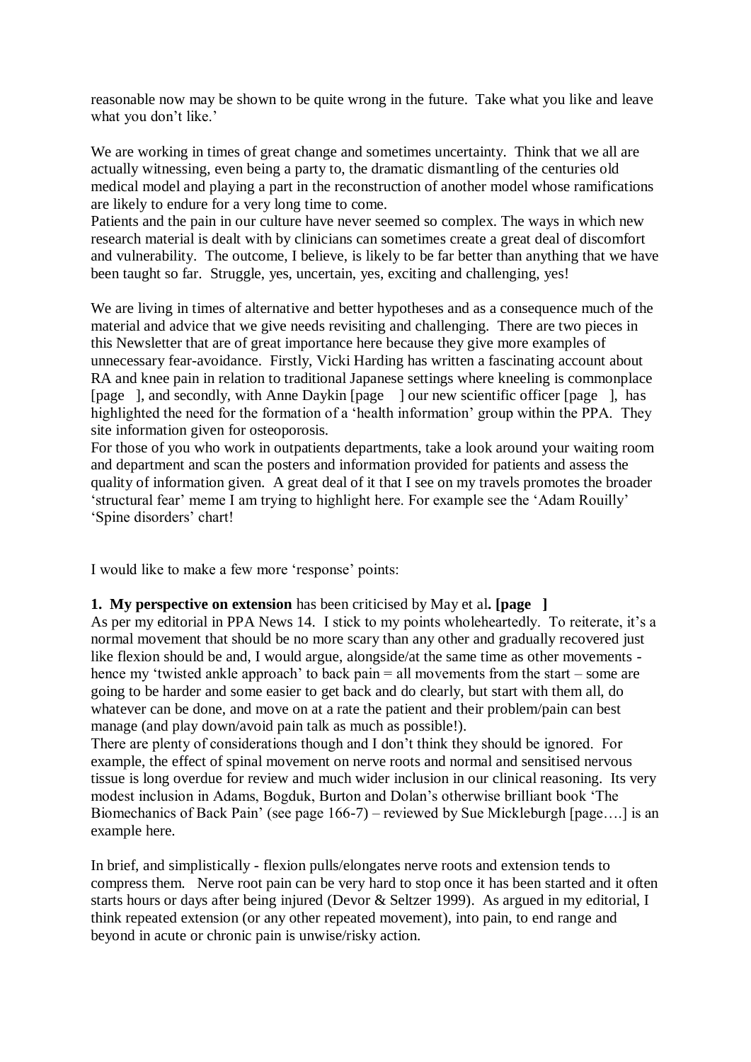reasonable now may be shown to be quite wrong in the future. Take what you like and leave what you don't like.'

We are working in times of great change and sometimes uncertainty. Think that we all are actually witnessing, even being a party to, the dramatic dismantling of the centuries old medical model and playing a part in the reconstruction of another model whose ramifications are likely to endure for a very long time to come.
Patients and the pain in our culture have never seemed so complex. The ways in which new research material is dealt with by clinicians can sometimes create a great deal of discomfort and vulnerability. The outcome, I believe, is likely to be far better than anything that we have been taught so far. Struggle, yes, uncertain, yes, exciting and challenging, yes!

We are living in times of alternative and better hypotheses and as a consequence much of the material and advice that we give needs revisiting and challenging. There are two pieces in this Newsletter that are of great importance here because they give more examples of unnecessary fear-avoidance. Firstly, Vicki Harding has written a fascinating account about RA and knee pain in relation to traditional Japanese settings where kneeling is commonplace [page ], and secondly, with Anne Daykin [page ] our new scientific officer [page ], has highlighted the need for the formation of a 'health information' group within the PPA. They site information given for osteoporosis.
For those of you who work in outpatients departments, take a look around your waiting room and department and scan the posters and information provided for patients and assess the quality of information given. A great deal of it that I see on my travels promotes the broader 'structural fear' meme I am trying to highlight here. For example see the 'Adam Rouilly' 'Spine disorders' chart!

I would like to make a few more 'response' points:

**1. My perspective on extension** has been criticised by May et al**. [page ]**
As per my editorial in PPA News 14. I stick to my points wholeheartedly. To reiterate, it's a normal movement that should be no more scary than any other and gradually recovered just like flexion should be and, I would argue, alongside/at the same time as other movements - hence my 'twisted ankle approach' to back pain = all movements from the start – some are going to be harder and some easier to get back and do clearly, but start with them all, do whatever can be done, and move on at a rate the patient and their problem/pain can best manage (and play down/avoid pain talk as much as possible!).
There are plenty of considerations though and I don't think they should be ignored. For example, the effect of spinal movement on nerve roots and normal and sensitised nervous tissue is long overdue for review and much wider inclusion in our clinical reasoning. Its very modest inclusion in Adams, Bogduk, Burton and Dolan's otherwise brilliant book 'The Biomechanics of Back Pain' (see page 166-7) – reviewed by Sue Mickleburgh [page….] is an example here.

In brief, and simplistically - flexion pulls/elongates nerve roots and extension tends to compress them. Nerve root pain can be very hard to stop once it has been started and it often starts hours or days after being injured (Devor & Seltzer 1999). As argued in my editorial, I think repeated extension (or any other repeated movement), into pain, to end range and beyond in acute or chronic pain is unwise/risky action.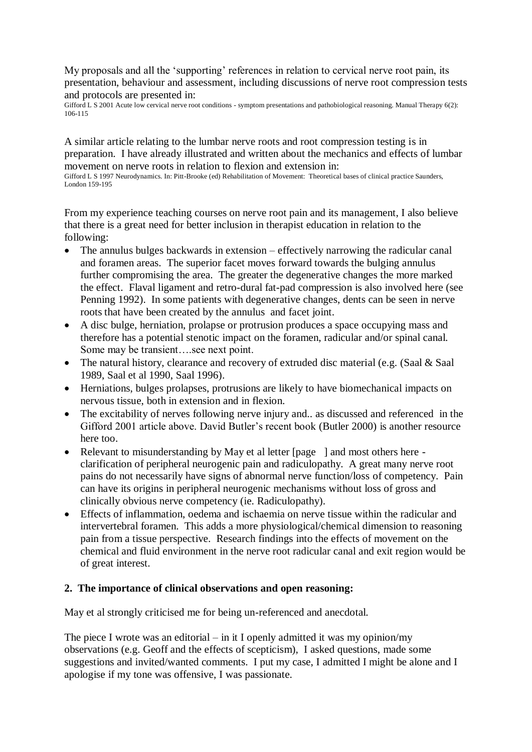My proposals and all the 'supporting' references in relation to cervical nerve root pain, its presentation, behaviour and assessment, including discussions of nerve root compression tests and protocols are presented in:

Gifford L S 2001 Acute low cervical nerve root conditions - symptom presentations and pathobiological reasoning. Manual Therapy 6(2): 106-115

A similar article relating to the lumbar nerve roots and root compression testing is in preparation. I have already illustrated and written about the mechanics and effects of lumbar movement on nerve roots in relation to flexion and extension in:

Gifford L S 1997 Neurodynamics. In: Pitt-Brooke (ed) Rehabilitation of Movement: Theoretical bases of clinical practice Saunders, London 159-195

From my experience teaching courses on nerve root pain and its management, I also believe that there is a great need for better inclusion in therapist education in relation to the following:

- The annulus bulges backwards in extension – effectively narrowing the radicular canal and foramen areas. The superior facet moves forward towards the bulging annulus further compromising the area. The greater the degenerative changes the more marked the effect. Flaval ligament and retro-dural fat-pad compression is also involved here (see Penning 1992). In some patients with degenerative changes, dents can be seen in nerve roots that have been created by the annulus and facet joint.
- A disc bulge, herniation, prolapse or protrusion produces a space occupying mass and therefore has a potential stenotic impact on the foramen, radicular and/or spinal canal. Some may be transient….see next point.
- The natural history, clearance and recovery of extruded disc material (e.g. (Saal & Saal 1989, Saal et al 1990, Saal 1996).
- Herniations, bulges prolapses, protrusions are likely to have biomechanical impacts on nervous tissue, both in extension and in flexion.
- The excitability of nerves following nerve injury and.. as discussed and referenced in the Gifford 2001 article above. David Butler's recent book (Butler 2000) is another resource here too.
- Relevant to misunderstanding by May et al letter [page ] and most others here - clarification of peripheral neurogenic pain and radiculopathy. A great many nerve root pains do not necessarily have signs of abnormal nerve function/loss of competency. Pain can have its origins in peripheral neurogenic mechanisms without loss of gross and clinically obvious nerve competency (ie. Radiculopathy).
- Effects of inflammation, oedema and ischaemia on nerve tissue within the radicular and intervertebral foramen. This adds a more physiological/chemical dimension to reasoning pain from a tissue perspective. Research findings into the effects of movement on the chemical and fluid environment in the nerve root radicular canal and exit region would be of great interest.

## 2. The importance of clinical observations and open reasoning:

May et al strongly criticised me for being un-referenced and anecdotal.

The piece I wrote was an editorial – in it I openly admitted it was my opinion/my observations (e.g. Geoff and the effects of scepticism), I asked questions, made some suggestions and invited/wanted comments. I put my case, I admitted I might be alone and I apologise if my tone was offensive, I was passionate.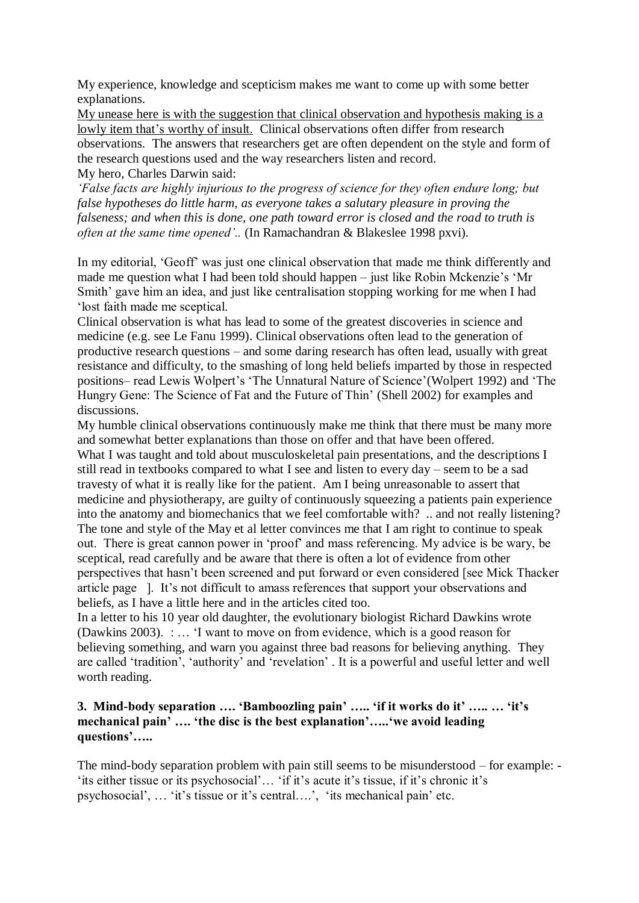My experience, knowledge and scepticism makes me want to come up with some better explanations.

<u>My unease here is with the suggestion that clinical observation and hypothesis making is a lowly item that's worthy of insult.</u> Clinical observations often differ from research observations. The answers that researchers get are often dependent on the style and form of the research questions used and the way researchers listen and record.

My hero, Charles Darwin said:

*'False facts are highly injurious to the progress of science for they often endure long; but false hypotheses do little harm, as everyone takes a salutary pleasure in proving the falseness; and when this is done, one path toward error is closed and the road to truth is often at the same time opened'..* (In Ramachandran & Blakeslee 1998 pxvi).

In my editorial, 'Geoff' was just one clinical observation that made me think differently and made me question what I had been told should happen – just like Robin Mckenzie's 'Mr Smith' gave him an idea, and just like centralisation stopping working for me when I had 'lost faith made me sceptical.

Clinical observation is what has lead to some of the greatest discoveries in science and medicine (e.g. see Le Fanu 1999). Clinical observations often lead to the generation of productive research questions – and some daring research has often lead, usually with great resistance and difficulty, to the smashing of long held beliefs imparted by those in respected positions– read Lewis Wolpert's 'The Unnatural Nature of Science'(Wolpert 1992) and 'The Hungry Gene: The Science of Fat and the Future of Thin' (Shell 2002) for examples and discussions.

My humble clinical observations continuously make me think that there must be many more and somewhat better explanations than those on offer and that have been offered.

What I was taught and told about musculoskeletal pain presentations, and the descriptions I still read in textbooks compared to what I see and listen to every day – seem to be a sad travesty of what it is really like for the patient. Am I being unreasonable to assert that medicine and physiotherapy, are guilty of continuously squeezing a patients pain experience into the anatomy and biomechanics that we feel comfortable with? .. and not really listening? The tone and style of the May et al letter convinces me that I am right to continue to speak out. There is great cannon power in 'proof' and mass referencing. My advice is be wary, be sceptical, read carefully and be aware that there is often a lot of evidence from other perspectives that hasn't been screened and put forward or even considered [see Mick Thacker article page ]. It's not difficult to amass references that support your observations and beliefs, as I have a little here and in the articles cited too.

In a letter to his 10 year old daughter, the evolutionary biologist Richard Dawkins wrote (Dawkins 2003). : … 'I want to move on from evidence, which is a good reason for believing something, and warn you against three bad reasons for believing anything. They are called 'tradition', 'authority' and 'revelation' . It is a powerful and useful letter and well worth reading.

### 3. Mind-body separation …. 'Bamboozling pain' ….. 'if it works do it' ….. … 'it's mechanical pain' …. 'the disc is the best explanation'…..'we avoid leading questions'…..

The mind-body separation problem with pain still seems to be misunderstood – for example: - 'its either tissue or its psychosocial'… 'if it's acute it's tissue, if it's chronic it's psychosocial', … 'it's tissue or it's central….', 'its mechanical pain' etc.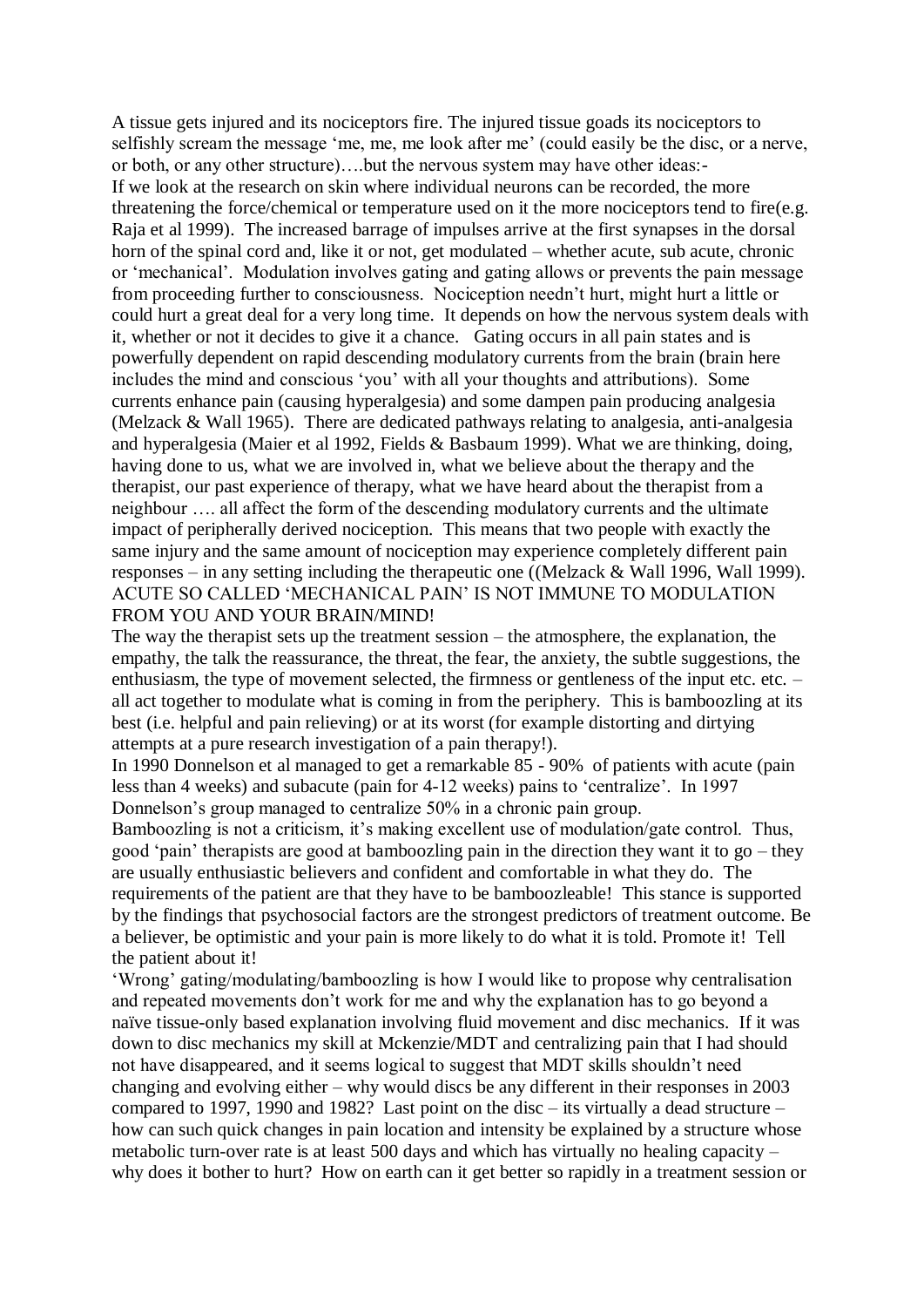A tissue gets injured and its nociceptors fire. The injured tissue goads its nociceptors to selfishly scream the message 'me, me, me look after me' (could easily be the disc, or a nerve, or both, or any other structure)….but the nervous system may have other ideas:-

If we look at the research on skin where individual neurons can be recorded, the more threatening the force/chemical or temperature used on it the more nociceptors tend to fire(e.g. Raja et al 1999). The increased barrage of impulses arrive at the first synapses in the dorsal horn of the spinal cord and, like it or not, get modulated – whether acute, sub acute, chronic or 'mechanical'. Modulation involves gating and gating allows or prevents the pain message from proceeding further to consciousness. Nociception needn't hurt, might hurt a little or could hurt a great deal for a very long time. It depends on how the nervous system deals with it, whether or not it decides to give it a chance. Gating occurs in all pain states and is powerfully dependent on rapid descending modulatory currents from the brain (brain here includes the mind and conscious 'you' with all your thoughts and attributions). Some currents enhance pain (causing hyperalgesia) and some dampen pain producing analgesia (Melzack & Wall 1965). There are dedicated pathways relating to analgesia, anti-analgesia and hyperalgesia (Maier et al 1992, Fields & Basbaum 1999). What we are thinking, doing, having done to us, what we are involved in, what we believe about the therapy and the therapist, our past experience of therapy, what we have heard about the therapist from a neighbour …. all affect the form of the descending modulatory currents and the ultimate impact of peripherally derived nociception. This means that two people with exactly the same injury and the same amount of nociception may experience completely different pain responses – in any setting including the therapeutic one ((Melzack & Wall 1996, Wall 1999).

ACUTE SO CALLED 'MECHANICAL PAIN' IS NOT IMMUNE TO MODULATION FROM YOU AND YOUR BRAIN/MIND!

The way the therapist sets up the treatment session – the atmosphere, the explanation, the empathy, the talk the reassurance, the threat, the fear, the anxiety, the subtle suggestions, the enthusiasm, the type of movement selected, the firmness or gentleness of the input etc. etc. – all act together to modulate what is coming in from the periphery. This is bamboozling at its best (i.e. helpful and pain relieving) or at its worst (for example distorting and dirtying attempts at a pure research investigation of a pain therapy!).

In 1990 Donnelson et al managed to get a remarkable 85 - 90% of patients with acute (pain less than 4 weeks) and subacute (pain for 4-12 weeks) pains to 'centralize'. In 1997 Donnelson's group managed to centralize 50% in a chronic pain group.

Bamboozling is not a criticism, it's making excellent use of modulation/gate control. Thus, good 'pain' therapists are good at bamboozling pain in the direction they want it to go – they are usually enthusiastic believers and confident and comfortable in what they do. The requirements of the patient are that they have to be bamboozleable! This stance is supported by the findings that psychosocial factors are the strongest predictors of treatment outcome. Be a believer, be optimistic and your pain is more likely to do what it is told. Promote it! Tell the patient about it!

'Wrong' gating/modulating/bamboozling is how I would like to propose why centralisation and repeated movements don't work for me and why the explanation has to go beyond a naïve tissue-only based explanation involving fluid movement and disc mechanics. If it was down to disc mechanics my skill at Mckenzie/MDT and centralizing pain that I had should not have disappeared, and it seems logical to suggest that MDT skills shouldn't need changing and evolving either – why would discs be any different in their responses in 2003 compared to 1997, 1990 and 1982? Last point on the disc – its virtually a dead structure – how can such quick changes in pain location and intensity be explained by a structure whose metabolic turn-over rate is at least 500 days and which has virtually no healing capacity – why does it bother to hurt? How on earth can it get better so rapidly in a treatment session or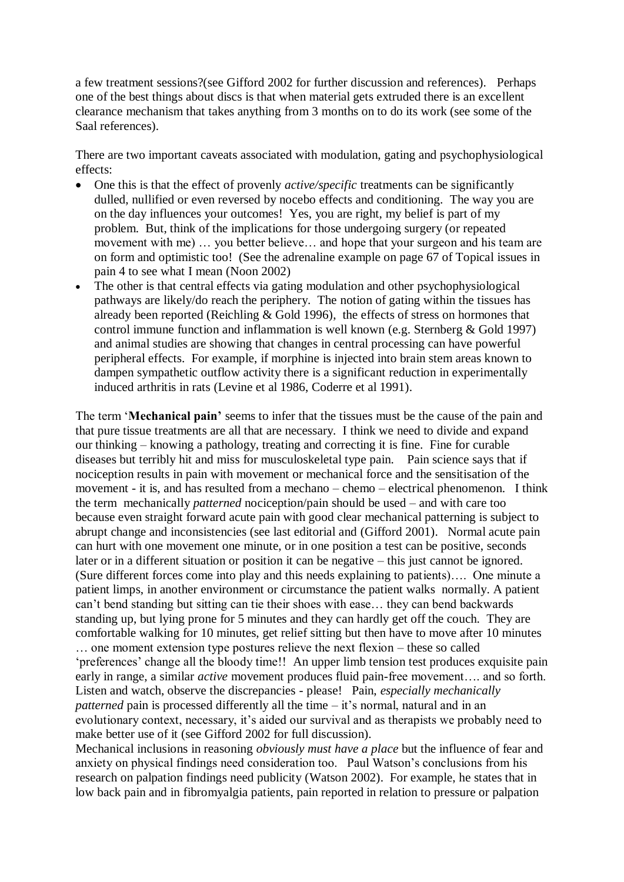a few treatment sessions?(see Gifford 2002 for further discussion and references). Perhaps one of the best things about discs is that when material gets extruded there is an excellent clearance mechanism that takes anything from 3 months on to do its work (see some of the Saal references).

There are two important caveats associated with modulation, gating and psychophysiological effects:

- One this is that the effect of provenly *active/specific* treatments can be significantly dulled, nullified or even reversed by nocebo effects and conditioning. The way you are on the day influences your outcomes! Yes, you are right, my belief is part of my problem. But, think of the implications for those undergoing surgery (or repeated movement with me) … you better believe… and hope that your surgeon and his team are on form and optimistic too! (See the adrenaline example on page 67 of Topical issues in pain 4 to see what I mean (Noon 2002)
- The other is that central effects via gating modulation and other psychophysiological pathways are likely/do reach the periphery. The notion of gating within the tissues has already been reported (Reichling & Gold 1996), the effects of stress on hormones that control immune function and inflammation is well known (e.g. Sternberg & Gold 1997) and animal studies are showing that changes in central processing can have powerful peripheral effects. For example, if morphine is injected into brain stem areas known to dampen sympathetic outflow activity there is a significant reduction in experimentally induced arthritis in rats (Levine et al 1986, Coderre et al 1991).

The term '**Mechanical pain'** seems to infer that the tissues must be the cause of the pain and that pure tissue treatments are all that are necessary. I think we need to divide and expand our thinking – knowing a pathology, treating and correcting it is fine. Fine for curable diseases but terribly hit and miss for musculoskeletal type pain. Pain science says that if nociception results in pain with movement or mechanical force and the sensitisation of the movement - it is, and has resulted from a mechano – chemo – electrical phenomenon. I think the term mechanically *patterned* nociception/pain should be used – and with care too because even straight forward acute pain with good clear mechanical patterning is subject to abrupt change and inconsistencies (see last editorial and (Gifford 2001). Normal acute pain can hurt with one movement one minute, or in one position a test can be positive, seconds later or in a different situation or position it can be negative – this just cannot be ignored. (Sure different forces come into play and this needs explaining to patients)…. One minute a patient limps, in another environment or circumstance the patient walks normally. A patient can't bend standing but sitting can tie their shoes with ease… they can bend backwards standing up, but lying prone for 5 minutes and they can hardly get off the couch. They are comfortable walking for 10 minutes, get relief sitting but then have to move after 10 minutes … one moment extension type postures relieve the next flexion – these so called 'preferences' change all the bloody time!! An upper limb tension test produces exquisite pain early in range, a similar *active* movement produces fluid pain-free movement…. and so forth. Listen and watch, observe the discrepancies - please! Pain, *especially mechanically patterned* pain is processed differently all the time – it's normal, natural and in an evolutionary context, necessary, it's aided our survival and as therapists we probably need to make better use of it (see Gifford 2002 for full discussion).

Mechanical inclusions in reasoning *obviously must have a place* but the influence of fear and anxiety on physical findings need consideration too. Paul Watson's conclusions from his research on palpation findings need publicity (Watson 2002). For example, he states that in low back pain and in fibromyalgia patients, pain reported in relation to pressure or palpation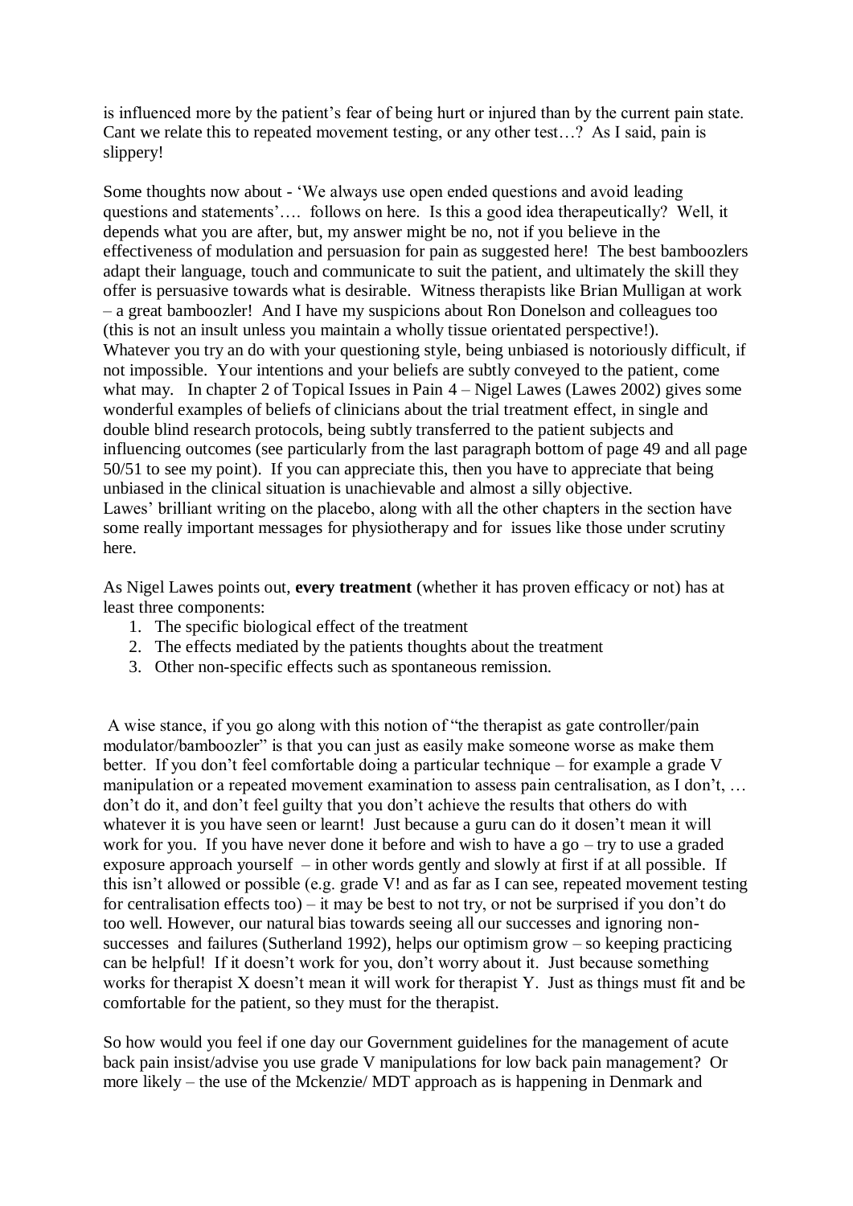is influenced more by the patient's fear of being hurt or injured than by the current pain state. Cant we relate this to repeated movement testing, or any other test…? As I said, pain is slippery!

Some thoughts now about - 'We always use open ended questions and avoid leading questions and statements'…. follows on here. Is this a good idea therapeutically? Well, it depends what you are after, but, my answer might be no, not if you believe in the effectiveness of modulation and persuasion for pain as suggested here! The best bamboozlers adapt their language, touch and communicate to suit the patient, and ultimately the skill they offer is persuasive towards what is desirable. Witness therapists like Brian Mulligan at work – a great bamboozler! And I have my suspicions about Ron Donelson and colleagues too (this is not an insult unless you maintain a wholly tissue orientated perspective!). Whatever you try an do with your questioning style, being unbiased is notoriously difficult, if not impossible. Your intentions and your beliefs are subtly conveyed to the patient, come what may. In chapter 2 of Topical Issues in Pain 4 – Nigel Lawes (Lawes 2002) gives some wonderful examples of beliefs of clinicians about the trial treatment effect, in single and double blind research protocols, being subtly transferred to the patient subjects and influencing outcomes (see particularly from the last paragraph bottom of page 49 and all page 50/51 to see my point). If you can appreciate this, then you have to appreciate that being unbiased in the clinical situation is unachievable and almost a silly objective.
Lawes' brilliant writing on the placebo, along with all the other chapters in the section have some really important messages for physiotherapy and for issues like those under scrutiny here.

As Nigel Lawes points out, **every treatment** (whether it has proven efficacy or not) has at least three components:

1. The specific biological effect of the treatment
2. The effects mediated by the patients thoughts about the treatment
3. Other non-specific effects such as spontaneous remission.

A wise stance, if you go along with this notion of "the therapist as gate controller/pain modulator/bamboozler" is that you can just as easily make someone worse as make them better. If you don't feel comfortable doing a particular technique – for example a grade V manipulation or a repeated movement examination to assess pain centralisation, as I don't, … don't do it, and don't feel guilty that you don't achieve the results that others do with whatever it is you have seen or learnt! Just because a guru can do it dosen't mean it will work for you. If you have never done it before and wish to have a go – try to use a graded exposure approach yourself – in other words gently and slowly at first if at all possible. If this isn't allowed or possible (e.g. grade V! and as far as I can see, repeated movement testing for centralisation effects too) – it may be best to not try, or not be surprised if you don't do too well. However, our natural bias towards seeing all our successes and ignoring non-successes and failures (Sutherland 1992), helps our optimism grow – so keeping practicing can be helpful! If it doesn't work for you, don't worry about it. Just because something works for therapist X doesn't mean it will work for therapist Y. Just as things must fit and be comfortable for the patient, so they must for the therapist.

So how would you feel if one day our Government guidelines for the management of acute back pain insist/advise you use grade V manipulations for low back pain management? Or more likely – the use of the Mckenzie/ MDT approach as is happening in Denmark and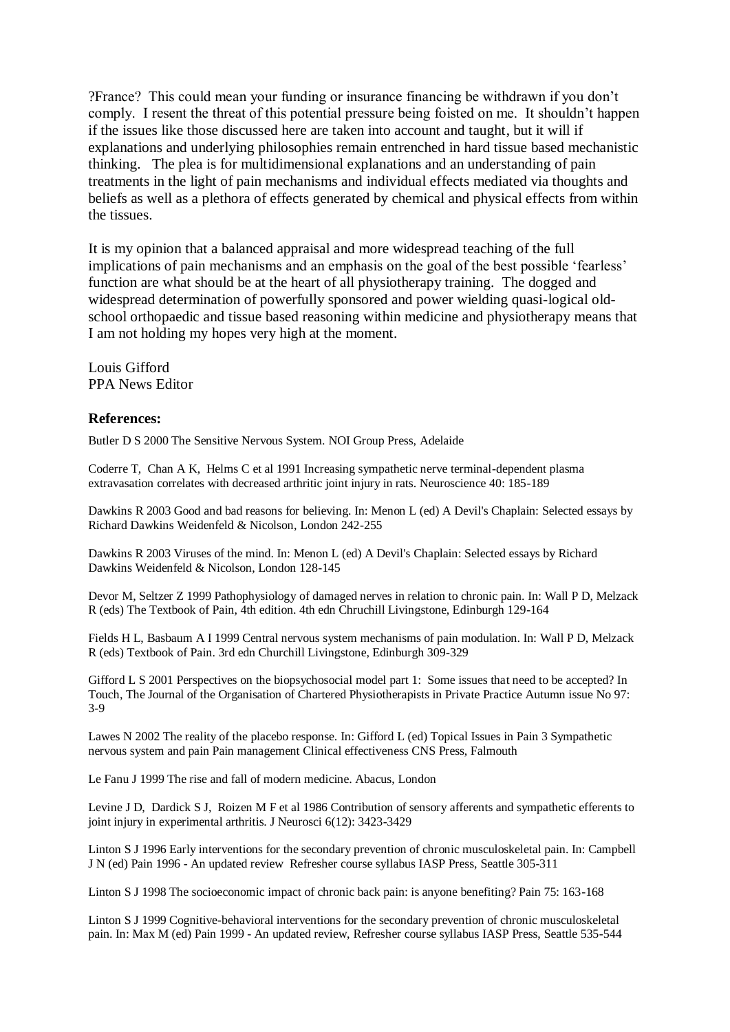?France? This could mean your funding or insurance financing be withdrawn if you don't comply. I resent the threat of this potential pressure being foisted on me. It shouldn't happen if the issues like those discussed here are taken into account and taught, but it will if explanations and underlying philosophies remain entrenched in hard tissue based mechanistic thinking. The plea is for multidimensional explanations and an understanding of pain treatments in the light of pain mechanisms and individual effects mediated via thoughts and beliefs as well as a plethora of effects generated by chemical and physical effects from within the tissues.

It is my opinion that a balanced appraisal and more widespread teaching of the full implications of pain mechanisms and an emphasis on the goal of the best possible 'fearless' function are what should be at the heart of all physiotherapy training. The dogged and widespread determination of powerfully sponsored and power wielding quasi-logical old-school orthopaedic and tissue based reasoning within medicine and physiotherapy means that I am not holding my hopes very high at the moment.

Louis Gifford
PPA News Editor

**References:**

Butler D S 2000 The Sensitive Nervous System. NOI Group Press, Adelaide

Coderre T, Chan A K, Helms C et al 1991 Increasing sympathetic nerve terminal-dependent plasma extravasation correlates with decreased arthritic joint injury in rats. Neuroscience 40: 185-189

Dawkins R 2003 Good and bad reasons for believing. In: Menon L (ed) A Devil's Chaplain: Selected essays by Richard Dawkins Weidenfeld & Nicolson, London 242-255

Dawkins R 2003 Viruses of the mind. In: Menon L (ed) A Devil's Chaplain: Selected essays by Richard Dawkins Weidenfeld & Nicolson, London 128-145

Devor M, Seltzer Z 1999 Pathophysiology of damaged nerves in relation to chronic pain. In: Wall P D, Melzack R (eds) The Textbook of Pain, 4th edition. 4th edn Chruchill Livingstone, Edinburgh 129-164

Fields H L, Basbaum A I 1999 Central nervous system mechanisms of pain modulation. In: Wall P D, Melzack R (eds) Textbook of Pain. 3rd edn Churchill Livingstone, Edinburgh 309-329

Gifford L S 2001 Perspectives on the biopsychosocial model part 1: Some issues that need to be accepted? In Touch, The Journal of the Organisation of Chartered Physiotherapists in Private Practice Autumn issue No 97: 3-9

Lawes N 2002 The reality of the placebo response. In: Gifford L (ed) Topical Issues in Pain 3 Sympathetic nervous system and pain Pain management Clinical effectiveness CNS Press, Falmouth

Le Fanu J 1999 The rise and fall of modern medicine. Abacus, London

Levine J D, Dardick S J, Roizen M F et al 1986 Contribution of sensory afferents and sympathetic efferents to joint injury in experimental arthritis. J Neurosci 6(12): 3423-3429

Linton S J 1996 Early interventions for the secondary prevention of chronic musculoskeletal pain. In: Campbell J N (ed) Pain 1996 - An updated review Refresher course syllabus IASP Press, Seattle 305-311

Linton S J 1998 The socioeconomic impact of chronic back pain: is anyone benefiting? Pain 75: 163-168

Linton S J 1999 Cognitive-behavioral interventions for the secondary prevention of chronic musculoskeletal pain. In: Max M (ed) Pain 1999 - An updated review, Refresher course syllabus IASP Press, Seattle 535-544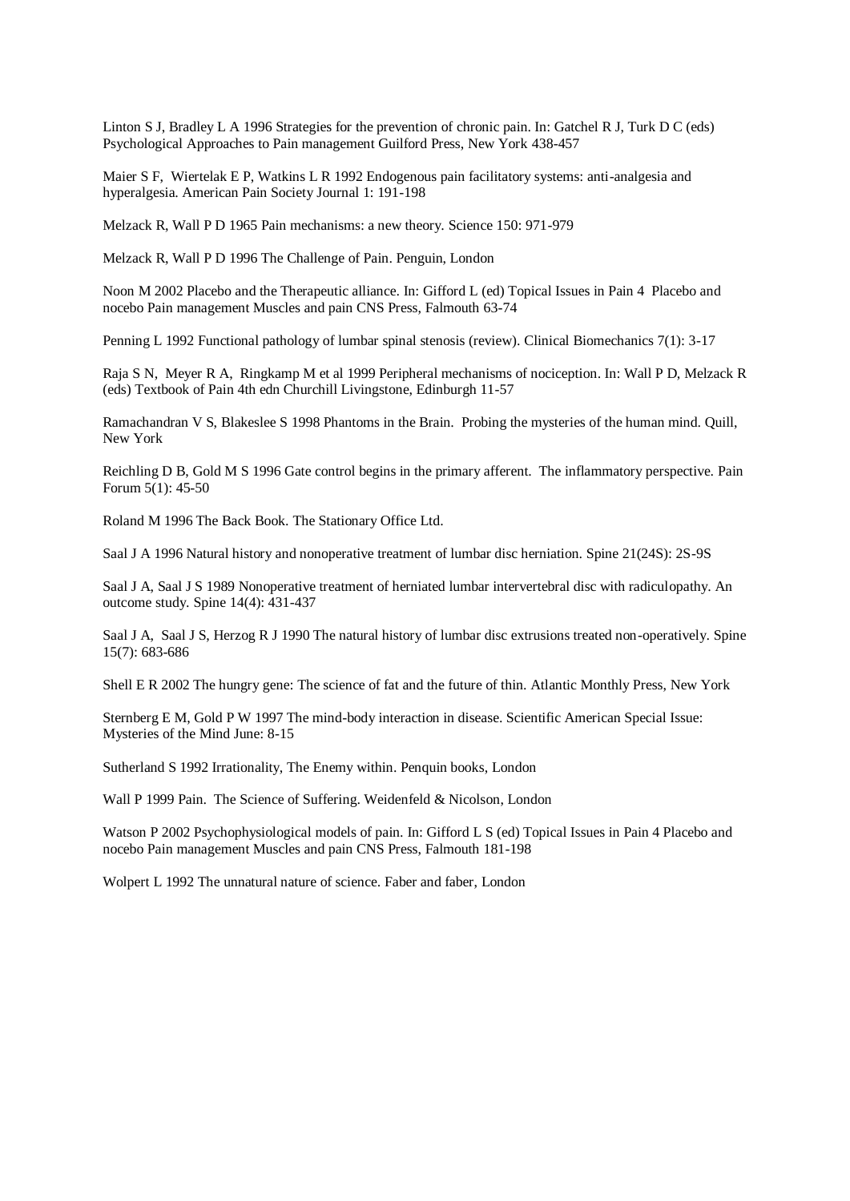Linton S J, Bradley L A 1996 Strategies for the prevention of chronic pain. In: Gatchel R J, Turk D C (eds) Psychological Approaches to Pain management Guilford Press, New York 438-457

Maier S F, Wiertelak E P, Watkins L R 1992 Endogenous pain facilitatory systems: anti-analgesia and hyperalgesia. American Pain Society Journal 1: 191-198

Melzack R, Wall P D 1965 Pain mechanisms: a new theory. Science 150: 971-979

Melzack R, Wall P D 1996 The Challenge of Pain. Penguin, London

Noon M 2002 Placebo and the Therapeutic alliance. In: Gifford L (ed) Topical Issues in Pain 4 Placebo and nocebo Pain management Muscles and pain CNS Press, Falmouth 63-74

Penning L 1992 Functional pathology of lumbar spinal stenosis (review). Clinical Biomechanics 7(1): 3-17

Raja S N, Meyer R A, Ringkamp M et al 1999 Peripheral mechanisms of nociception. In: Wall P D, Melzack R (eds) Textbook of Pain 4th edn Churchill Livingstone, Edinburgh 11-57

Ramachandran V S, Blakeslee S 1998 Phantoms in the Brain. Probing the mysteries of the human mind. Quill, New York

Reichling D B, Gold M S 1996 Gate control begins in the primary afferent. The inflammatory perspective. Pain Forum 5(1): 45-50

Roland M 1996 The Back Book. The Stationary Office Ltd.

Saal J A 1996 Natural history and nonoperative treatment of lumbar disc herniation. Spine 21(24S): 2S-9S

Saal J A, Saal J S 1989 Nonoperative treatment of herniated lumbar intervertebral disc with radiculopathy. An outcome study. Spine 14(4): 431-437

Saal J A, Saal J S, Herzog R J 1990 The natural history of lumbar disc extrusions treated non-operatively. Spine 15(7): 683-686

Shell E R 2002 The hungry gene: The science of fat and the future of thin. Atlantic Monthly Press, New York

Sternberg E M, Gold P W 1997 The mind-body interaction in disease. Scientific American Special Issue: Mysteries of the Mind June: 8-15

Sutherland S 1992 Irrationality, The Enemy within. Penquin books, London

Wall P 1999 Pain. The Science of Suffering. Weidenfeld & Nicolson, London

Watson P 2002 Psychophysiological models of pain. In: Gifford L S (ed) Topical Issues in Pain 4 Placebo and nocebo Pain management Muscles and pain CNS Press, Falmouth 181-198

Wolpert L 1992 The unnatural nature of science. Faber and faber, London